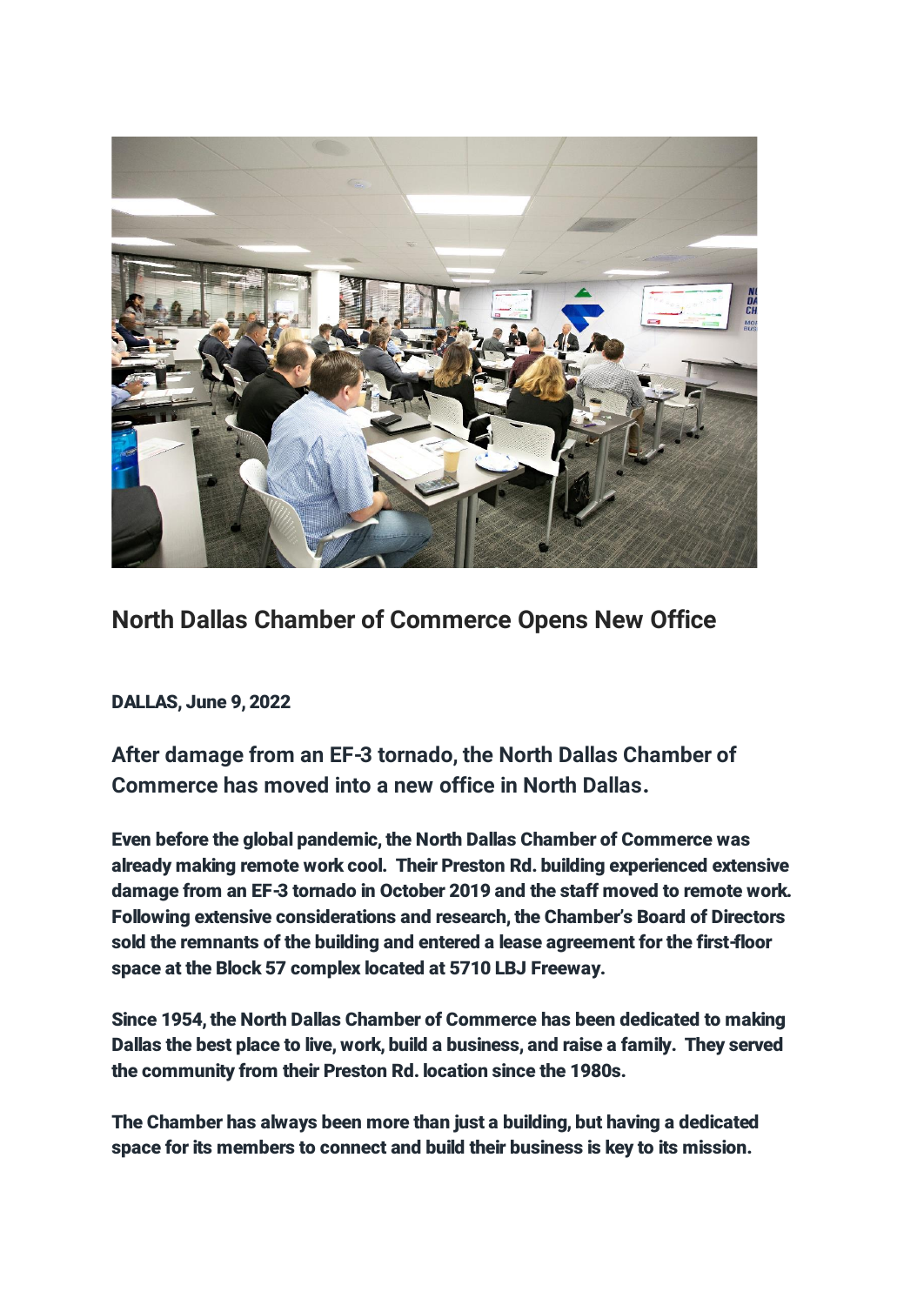## North Dallas Chamber of Commerce Opens New Office

DALLAS, June 9, 2022

### After damage from an EF-3 tornado, the North Dallas Chamber of Commerce has moved into a new office in North Dallas.

Even before the global pandemic, the North Dallas Chamber of Commerce was already making remote work cool. Their Preston Rd. building experienced extensive damage from an EF-3 tornado in October 2019 and the staff moved to remote work. Following extensive considerations and research, the Chamber's Board of Directors sold the remnants of the building and entered a lease agreement for the first-floor space at the Block 57 complex located at 5710 LBJ Freeway.

Since 1954, the North Dallas Chamber of Commerce has been dedicated to making Dallas the best place to live, work, build a business, and raise a family. They served the community from their Preston Rd. location since the 1980s.

The Chamber has always been more than just a building, but having a dedicated space for its members to connect and build their business is key to its mission.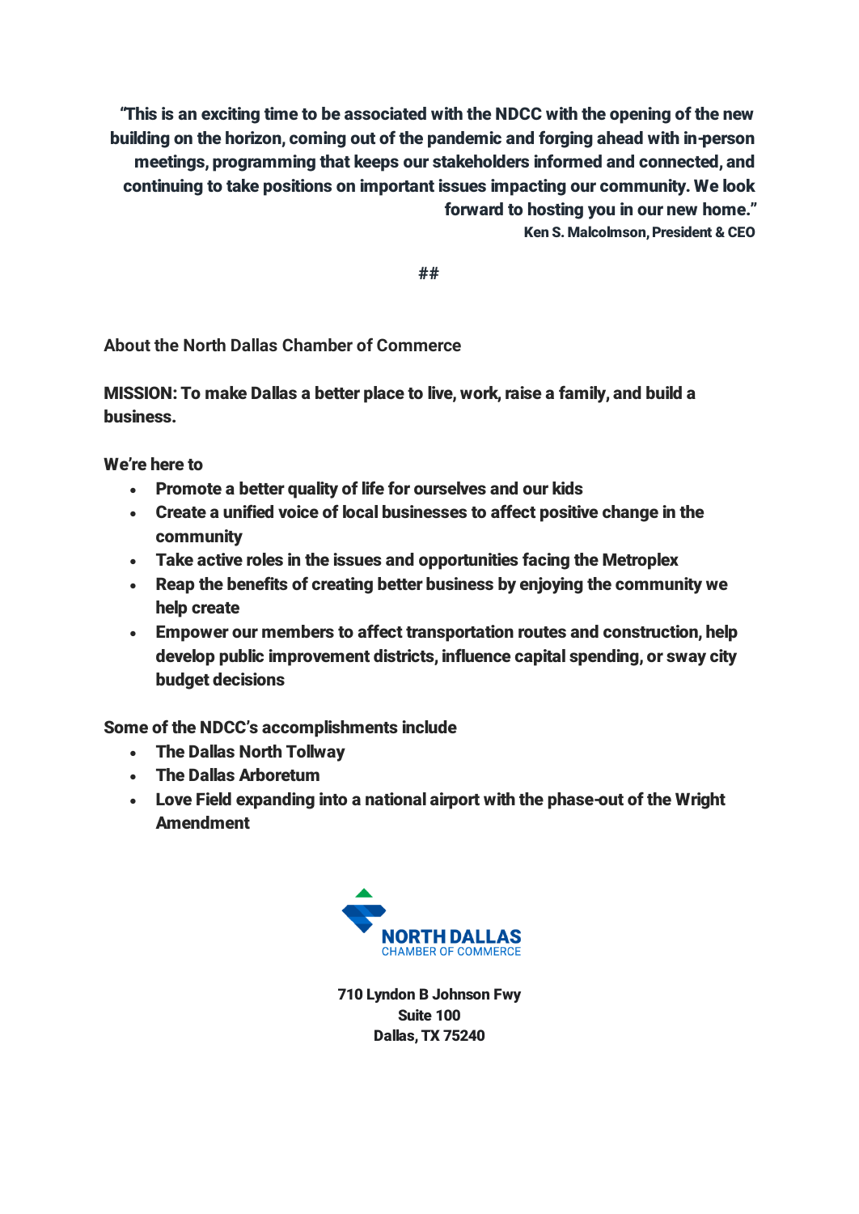**"This is an exciting time to be associated with the NDCC with the opening of the new building on the horizon, coming out of the pandemic and forging ahead with in-person meetings, programming that keeps our stakeholders informed and connected, and continuing to take positions on important issues impacting our community. We look forward to hosting you in our new home."**

**Ken S. Malcolmson, President & CEO**

##

**About the North Dallas Chamber of Commerce**

**MISSION: To make Dallas a better place to live, work, raise a family, and build a business.**

**We're here to**

- **Promote a better quality of life for ourselves and our kids**
- **Create a unified voice of local businesses to affect positive change in the community**
- **Take active roles in the issues and opportunities facing the Metroplex**
- **Reap the benefits of creating better business by enjoying the community we help create**
- **Empower our members to affect transportation routes and construction, help develop public improvement districts, influence capital spending, or sway city budget decisions**

**Some of the NDCC's accomplishments include**

- **The Dallas North Tollway**
- **The Dallas Arboretum**
- **Love Field expanding into a national airport with the phase-out of the Wright Amendment**

NORTH DALLAS
CHAMBER OF COMMERCE

**710 Lyndon B Johnson Fwy**
**Suite 100**
**Dallas, TX 75240**